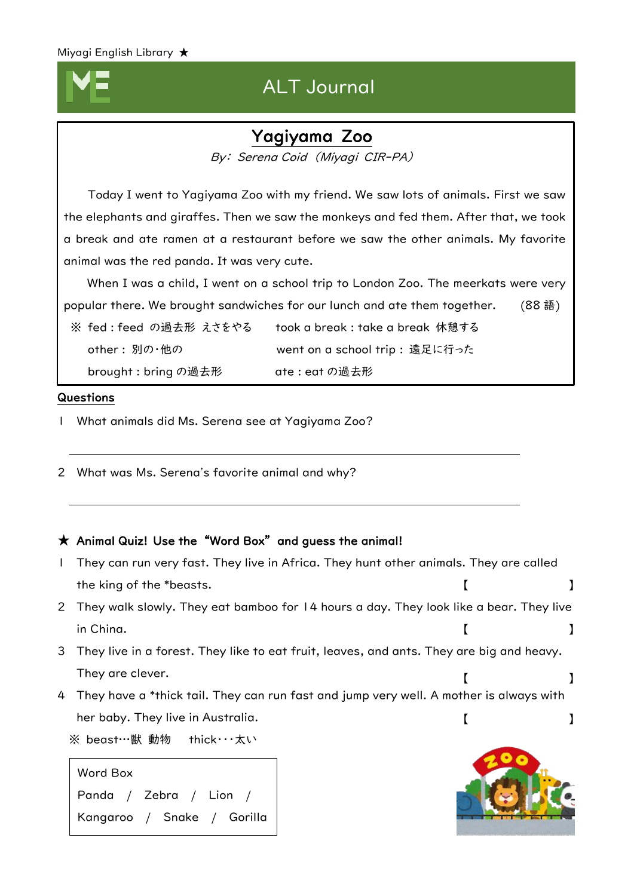Miyagi English Library ★

# ALT Journal

## Yagiyama Zoo

*By: Serena Coid（Miyagi CIR-PA）*

Today I went to Yagiyama Zoo with my friend. We saw lots of animals. First we saw the elephants and giraffes. Then we saw the monkeys and fed them. After that, we took a break and ate ramen at a restaurant before we saw the other animals. My favorite animal was the red panda. It was very cute.

When I was a child, I went on a school trip to London Zoo. The meerkats were very popular there. We brought sandwiches for our lunch and ate them together. (88 語)

※ fed : feed の過去形 えさをやる　　took a break : take a break 休憩する

other : 別の・他の　　went on a school trip : 遠足に行った

brought : bring の過去形　　ate : eat の過去形

**Questions**

1 What animals did Ms. Serena see at Yagiyama Zoo?

______________________________________________

2 What was Ms. Serena's favorite animal and why?

______________________________________________

**★ Animal Quiz! Use the "Word Box" and guess the animal!**

1 They can run very fast. They live in Africa. They hunt other animals. They are called the king of the *beasts. 【　　　　　】

2 They walk slowly. They eat bamboo for 14 hours a day. They look like a bear. They live in China. 【　　　　　】

3 They live in a forest. They like to eat fruit, leaves, and ants. They are big and heavy. They are clever. 【　　　　　】

4 They have a *thick tail. They can run fast and jump very well. A mother is always with her baby. They live in Australia. 【　　　　　】

※ beast…獣 動物　thick･･･太い

| Word Box |
|---|
| Panda / Zebra / Lion / |
| Kangaroo / Snake / Gorilla |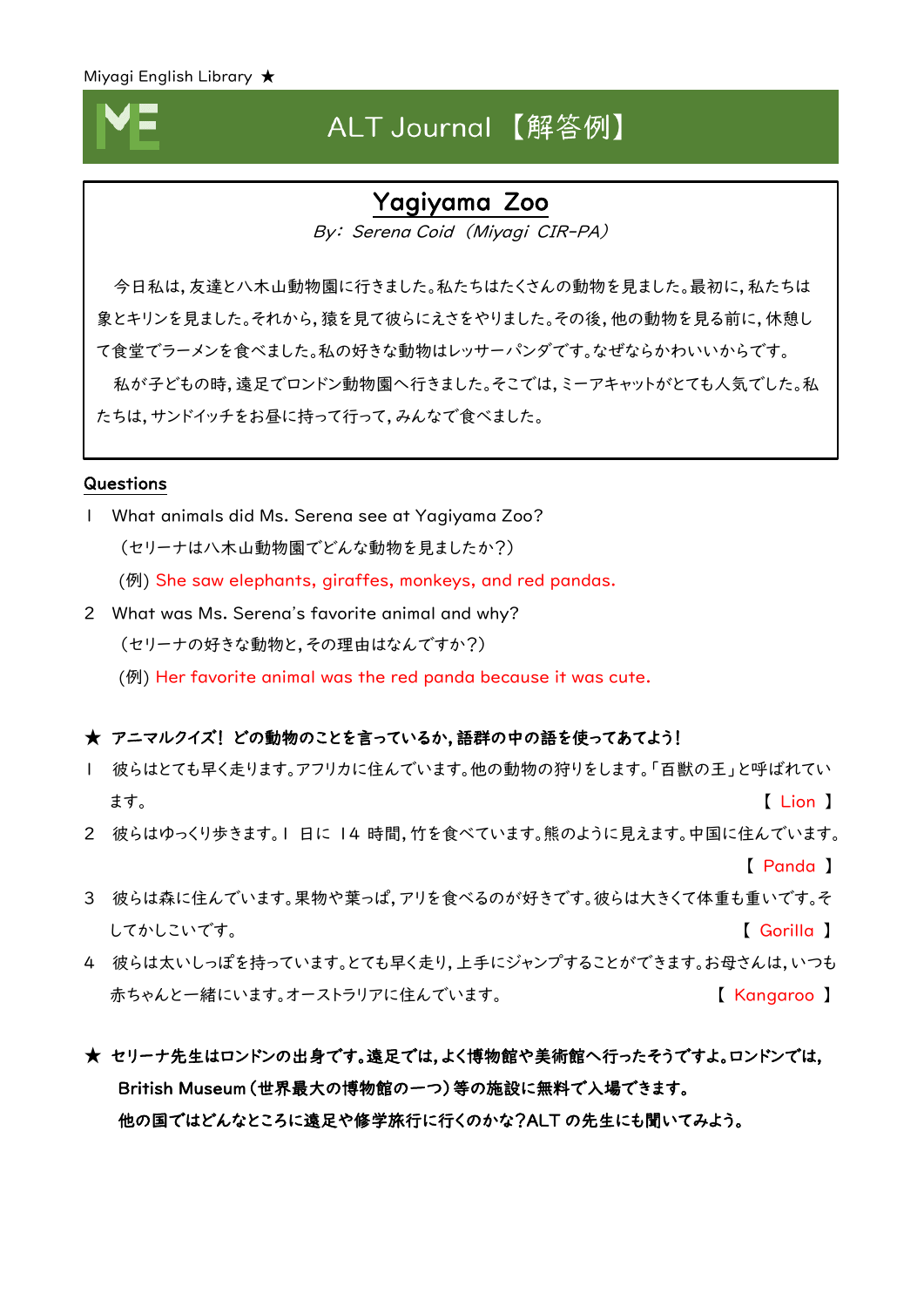Miyagi English Library ★

# ALT Journal 【解答例】

## Yagiyama Zoo

*By: Serena Coid（Miyagi CIR-PA）*

今日私は，友達と八木山動物園に行きました。私たちはたくさんの動物を見ました。最初に，私たちは象とキリンを見ました。それから，猿を見て彼らにえさをやりました。その後，他の動物を見る前に，休憩して食堂でラーメンを食べました。私の好きな動物はレッサーパンダです。なぜならかわいいからです。

私が子どもの時，遠足でロンドン動物園へ行きました。そこでは，ミーアキャットがとても人気でした。私たちは，サンドイッチをお昼に持って行って，みんなで食べました。

**Questions**

1　What animals did Ms. Serena see at Yagiyama Zoo?
（セリーナは八木山動物園でどんな動物を見ましたか?）
(例) She saw elephants, giraffes, monkeys, and red pandas.

2　What was Ms. Serena's favorite animal and why?
（セリーナの好きな動物と，その理由はなんですか?）
(例) Her favorite animal was the red panda because it was cute.

**★ アニマルクイズ！ どの動物のことを言っているか，語群の中の語を使ってあてよう！**

1　彼らはとても早く走ります。アフリカに住んでいます。他の動物の狩りをします。「百獣の王」と呼ばれています。　【 Lion 】

2　彼らはゆっくり歩きます。1 日に 14 時間，竹を食べています。熊のように見えます。中国に住んでいます。　【 Panda 】

3　彼らは森に住んでいます。果物や葉っぱ，アリを食べるのが好きです。彼らは大きくて体重も重いです。そしてかしこいです。　【 Gorilla 】

4　彼らは太いしっぽを持っています。とても早く走り，上手にジャンプすることができます。お母さんは，いつも赤ちゃんと一緒にいます。オーストラリアに住んでいます。　【 Kangaroo 】

**★ セリーナ先生はロンドンの出身です。遠足では，よく博物館や美術館へ行ったそうですよ。ロンドンでは，British Museum（世界最大の博物館の一つ）等の施設に無料で入場できます。**
**他の国ではどんなところに遠足や修学旅行に行くのかな?ALT の先生にも聞いてみよう。**